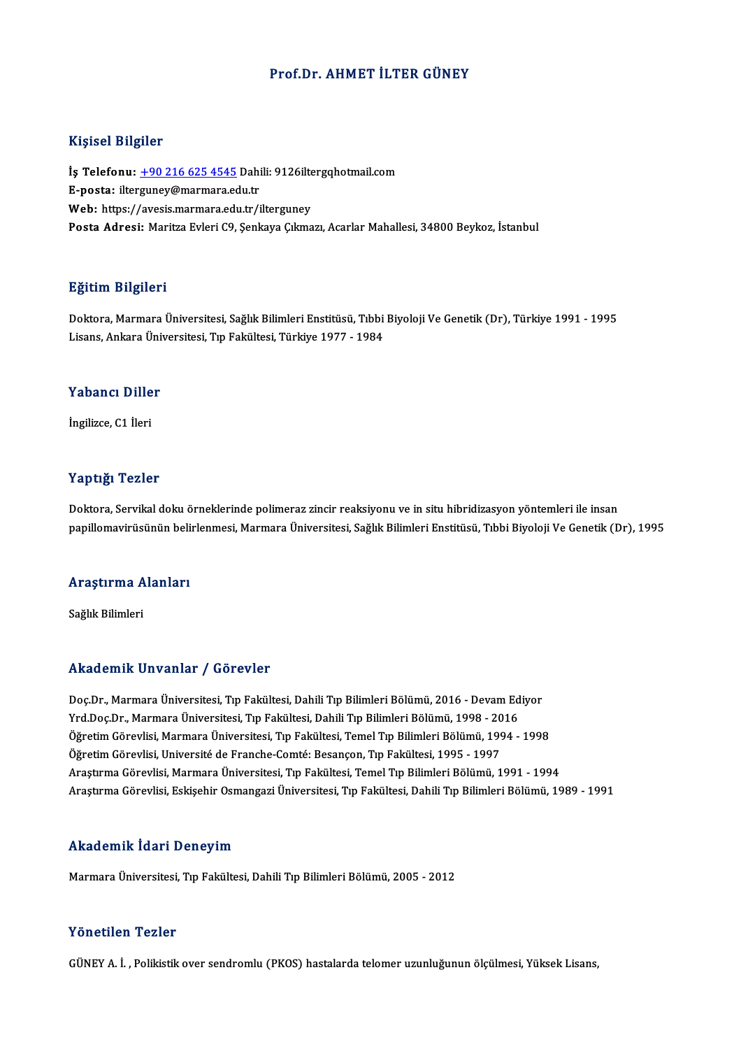# Prof.Dr. AHMET İLTER GÜNEY

## Kişisel Bilgiler

**İş Telefonu:** +90 216 625 4545 Dahili: 9126iltergqhotmail.com
**E-posta:** ilterguney@marmara.edu.tr
**Web:** https://avesis.marmara.edu.tr/ilterguney
**Posta Adresi:** Maritza Evleri C9, Şenkaya Çıkmazı, Acarlar Mahallesi, 34800 Beykoz, İstanbul

## Eğitim Bilgileri

Doktora, Marmara Üniversitesi, Sağlık Bilimleri Enstitüsü, Tıbbi Biyoloji Ve Genetik (Dr), Türkiye 1991 - 1995
Lisans, Ankara Üniversitesi, Tıp Fakültesi, Türkiye 1977 - 1984

## Yabancı Diller

İngilizce, C1 İleri

## Yaptığı Tezler

Doktora, Servikal doku örneklerinde polimeraz zincir reaksiyonu ve in situ hibridizasyon yöntemleri ile insan papillomavirüsünün belirlenmesi, Marmara Üniversitesi, Sağlık Bilimleri Enstitüsü, Tıbbi Biyoloji Ve Genetik (Dr), 1995

## Araştırma Alanları

Sağlık Bilimleri

## Akademik Unvanlar / Görevler

Doç.Dr., Marmara Üniversitesi, Tıp Fakültesi, Dahili Tıp Bilimleri Bölümü, 2016 - Devam Ediyor
Yrd.Doç.Dr., Marmara Üniversitesi, Tıp Fakültesi, Dahili Tıp Bilimleri Bölümü, 1998 - 2016
Öğretim Görevlisi, Marmara Üniversitesi, Tıp Fakültesi, Temel Tıp Bilimleri Bölümü, 1994 - 1998
Öğretim Görevlisi, Université de Franche-Comté: Besançon, Tıp Fakültesi, 1995 - 1997
Araştırma Görevlisi, Marmara Üniversitesi, Tıp Fakültesi, Temel Tıp Bilimleri Bölümü, 1991 - 1994
Araştırma Görevlisi, Eskişehir Osmangazi Üniversitesi, Tıp Fakültesi, Dahili Tıp Bilimleri Bölümü, 1989 - 1991

## Akademik İdari Deneyim

Marmara Üniversitesi, Tıp Fakültesi, Dahili Tıp Bilimleri Bölümü, 2005 - 2012

## Yönetilen Tezler

GÜNEY A. İ. , Polikistik over sendromlu (PKOS) hastalarda telomer uzunluğunun ölçülmesi, Yüksek Lisans,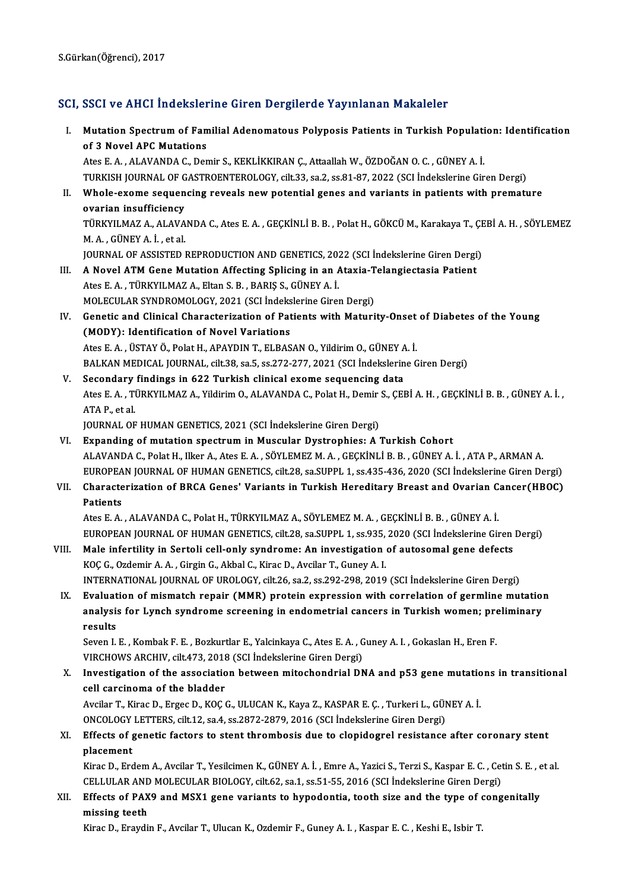S.Gürkan(Öğrenci), 2017

## SCI, SSCI ve AHCI İndekslerine Giren Dergilerde Yayınlanan Makaleler

I. **Mutation Spectrum of Familial Adenomatous Polyposis Patients in Turkish Population: Identification of 3 Novel APC Mutations**
Ates E. A. , ALAVANDA C., Demir S., KEKLİKKIRAN Ç., Attaallah W., ÖZDOĞAN O. C. , GÜNEY A. İ.
TURKISH JOURNAL OF GASTROENTEROLOGY, cilt.33, sa.2, ss.81-87, 2022 (SCI İndekslerine Giren Dergi)

II. **Whole-exome sequencing reveals new potential genes and variants in patients with premature ovarian insufficiency**
TÜRKYILMAZ A., ALAVANDA C., Ates E. A. , GEÇKİNLİ B. B. , Polat H., GÖKCÜ M., Karakaya T., ÇEBİ A. H. , SÖYLEMEZ M. A. , GÜNEY A. İ. , et al.
JOURNAL OF ASSISTED REPRODUCTION AND GENETICS, 2022 (SCI İndekslerine Giren Dergi)

III. **A Novel ATM Gene Mutation Affecting Splicing in an Ataxia-Telangiectasia Patient**
Ates E. A. , TÜRKYILMAZ A., Eltan S. B. , BARIŞ S., GÜNEY A. İ.
MOLECULAR SYNDROMOLOGY, 2021 (SCI İndekslerine Giren Dergi)

IV. **Genetic and Clinical Characterization of Patients with Maturity-Onset of Diabetes of the Young (MODY): Identification of Novel Variations**
Ates E. A. , ÜSTAY Ö., Polat H., APAYDIN T., ELBASAN O., Yildirim O., GÜNEY A. İ.
BALKAN MEDICAL JOURNAL, cilt.38, sa.5, ss.272-277, 2021 (SCI İndekslerine Giren Dergi)

V. **Secondary findings in 622 Turkish clinical exome sequencing data**
Ates E. A. , TÜRKYILMAZ A., Yildirim O., ALAVANDA C., Polat H., Demir S., ÇEBİ A. H. , GEÇKİNLİ B. B. , GÜNEY A. İ. , ATA P., et al.
JOURNAL OF HUMAN GENETICS, 2021 (SCI İndekslerine Giren Dergi)

VI. **Expanding of mutation spectrum in Muscular Dystrophies: A Turkish Cohort**
ALAVANDA C., Polat H., Ilker A., Ates E. A. , SÖYLEMEZ M. A. , GEÇKİNLİ B. B. , GÜNEY A. İ. , ATA P., ARMAN A.
EUROPEAN JOURNAL OF HUMAN GENETICS, cilt.28, sa.SUPPL 1, ss.435-436, 2020 (SCI İndekslerine Giren Dergi)

VII. **Characterization of BRCA Genes' Variants in Turkish Hereditary Breast and Ovarian Cancer(HBOC) Patients**
Ates E. A. , ALAVANDA C., Polat H., TÜRKYILMAZ A., SÖYLEMEZ M. A. , GEÇKİNLİ B. B. , GÜNEY A. İ.
EUROPEAN JOURNAL OF HUMAN GENETICS, cilt.28, sa.SUPPL 1, ss.935, 2020 (SCI İndekslerine Giren Dergi)

VIII. **Male infertility in Sertoli cell-only syndrome: An investigation of autosomal gene defects**
KOÇ G., Ozdemir A. A. , Girgin G., Akbal C., Kirac D., Avcilar T., Guney A. I.
INTERNATIONAL JOURNAL OF UROLOGY, cilt.26, sa.2, ss.292-298, 2019 (SCI İndekslerine Giren Dergi)

IX. **Evaluation of mismatch repair (MMR) protein expression with correlation of germline mutation analysis for Lynch syndrome screening in endometrial cancers in Turkish women; preliminary results**
Seven I. E. , Kombak F. E. , Bozkurtlar E., Yalcinkaya C., Ates E. A. , Guney A. I. , Gokaslan H., Eren F.
VIRCHOWS ARCHIV, cilt.473, 2018 (SCI İndekslerine Giren Dergi)

X. **Investigation of the association between mitochondrial DNA and p53 gene mutations in transitional cell carcinoma of the bladder**
Avcilar T., Kirac D., Ergec D., KOÇ G., ULUCAN K., Kaya Z., KASPAR E. Ç. , Turkeri L., GÜNEY A. İ.
ONCOLOGY LETTERS, cilt.12, sa.4, ss.2872-2879, 2016 (SCI İndekslerine Giren Dergi)

XI. **Effects of genetic factors to stent thrombosis due to clopidogrel resistance after coronary stent placement**
Kirac D., Erdem A., Avcilar T., Yesilcimen K., GÜNEY A. İ. , Emre A., Yazici S., Terzi S., Kaspar E. C. , Cetin S. E. , et al.
CELLULAR AND MOLECULAR BIOLOGY, cilt.62, sa.1, ss.51-55, 2016 (SCI İndekslerine Giren Dergi)

XII. **Effects of PAX9 and MSX1 gene variants to hypodontia, tooth size and the type of congenitally missing teeth**
Kirac D., Eraydin F., Avcilar T., Ulucan K., Ozdemir F., Guney A. I. , Kaspar E. C. , Keshi E., Isbir T.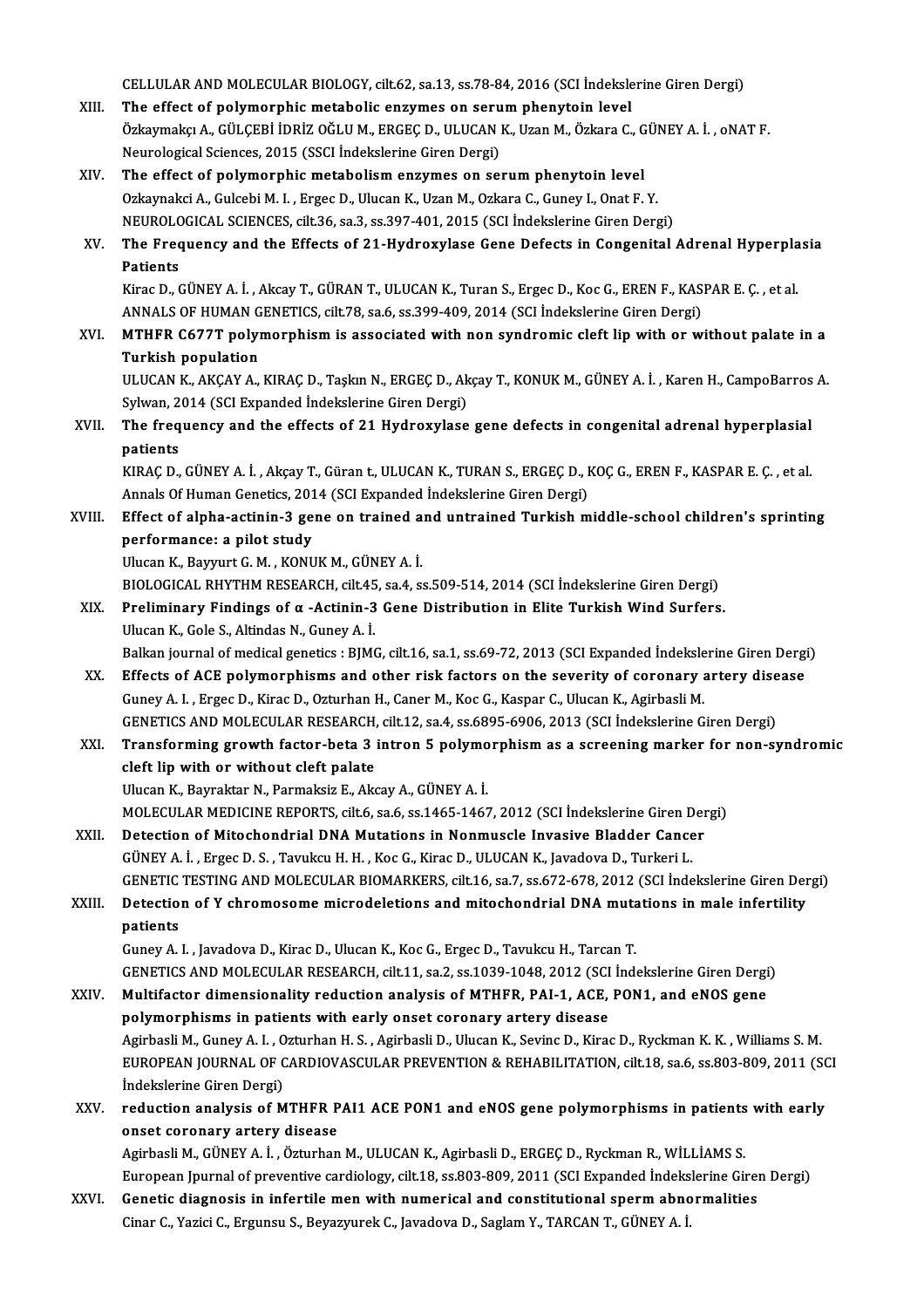CELLULAR AND MOLECULAR BIOLOGY, cilt.62, sa.13, ss.78-84, 2016 (SCI İndekslerine Giren Dergi)

XIII. The effect of polymorphic metabolic enzymes on serum phenytoin level
Özkaymakçı A., GÜLÇEBİ İDRİZ OĞLU M., ERGEÇ D., ULUCAN K., Uzan M., Özkara C., GÜNEY A. İ. , oNAT F.
Neurological Sciences, 2015 (SSCI İndekslerine Giren Dergi)

XIV. The effect of polymorphic metabolism enzymes on serum phenytoin level
Ozkaynakci A., Gulcebi M. I. , Ergec D., Ulucan K., Uzan M., Ozkara C., Guney I., Onat F. Y.
NEUROLOGICAL SCIENCES, cilt.36, sa.3, ss.397-401, 2015 (SCI İndekslerine Giren Dergi)

XV. The Frequency and the Effects of 21-Hydroxylase Gene Defects in Congenital Adrenal Hyperplasia Patients
Kirac D., GÜNEY A. İ. , Akcay T., GÜRAN T., ULUCAN K., Turan S., Ergec D., Koc G., EREN F., KASPAR E. Ç. , et al.
ANNALS OF HUMAN GENETICS, cilt.78, sa.6, ss.399-409, 2014 (SCI İndekslerine Giren Dergi)

XVI. MTHFR C677T polymorphism is associated with non syndromic cleft lip with or without palate in a Turkish population
ULUCAN K., AKÇAY A., KIRAÇ D., Taşkın N., ERGEÇ D., Akçay T., KONUK M., GÜNEY A. İ. , Karen H., CampoBarros A.
Sylwan, 2014 (SCI Expanded İndekslerine Giren Dergi)

XVII. The frequency and the effects of 21 Hydroxylase gene defects in congenital adrenal hyperplasial patients
KIRAÇ D., GÜNEY A. İ. , Akçay T., Güran t., ULUCAN K., TURAN S., ERGEÇ D., KOÇ G., EREN F., KASPAR E. Ç. , et al.
Annals Of Human Genetics, 2014 (SCI Expanded İndekslerine Giren Dergi)

XVIII. Effect of alpha-actinin-3 gene on trained and untrained Turkish middle-school children's sprinting performance: a pilot study
Ulucan K., Bayyurt G. M. , KONUK M., GÜNEY A. İ.
BIOLOGICAL RHYTHM RESEARCH, cilt.45, sa.4, ss.509-514, 2014 (SCI İndekslerine Giren Dergi)

XIX. Preliminary Findings of α -Actinin-3 Gene Distribution in Elite Turkish Wind Surfers.
Ulucan K., Gole S., Altindas N., Guney A. İ.
Balkan journal of medical genetics : BJMG, cilt.16, sa.1, ss.69-72, 2013 (SCI Expanded İndekslerine Giren Dergi)

XX. Effects of ACE polymorphisms and other risk factors on the severity of coronary artery disease
Guney A. I. , Ergec D., Kirac D., Ozturhan H., Caner M., Koc G., Kaspar C., Ulucan K., Agirbasli M.
GENETICS AND MOLECULAR RESEARCH, cilt.12, sa.4, ss.6895-6906, 2013 (SCI İndekslerine Giren Dergi)

XXI. Transforming growth factor-beta 3 intron 5 polymorphism as a screening marker for non-syndromic cleft lip with or without cleft palate
Ulucan K., Bayraktar N., Parmaksiz E., Akcay A., GÜNEY A. İ.
MOLECULAR MEDICINE REPORTS, cilt.6, sa.6, ss.1465-1467, 2012 (SCI İndekslerine Giren Dergi)

XXII. Detection of Mitochondrial DNA Mutations in Nonmuscle Invasive Bladder Cancer
GÜNEY A. İ. , Ergec D. S. , Tavukcu H. H. , Koc G., Kirac D., ULUCAN K., Javadova D., Turkeri L.
GENETIC TESTING AND MOLECULAR BIOMARKERS, cilt.16, sa.7, ss.672-678, 2012 (SCI İndekslerine Giren Dergi)

XXIII. Detection of Y chromosome microdeletions and mitochondrial DNA mutations in male infertility patients
Guney A. I. , Javadova D., Kirac D., Ulucan K., Koc G., Ergec D., Tavukcu H., Tarcan T.
GENETICS AND MOLECULAR RESEARCH, cilt.11, sa.2, ss.1039-1048, 2012 (SCI İndekslerine Giren Dergi)

XXIV. Multifactor dimensionality reduction analysis of MTHFR, PAI-1, ACE, PON1, and eNOS gene polymorphisms in patients with early onset coronary artery disease
Agirbasli M., Guney A. I. , Ozturhan H. S. , Agirbasli D., Ulucan K., Sevinc D., Kirac D., Ryckman K. K. , Williams S. M.
EUROPEAN JOURNAL OF CARDIOVASCULAR PREVENTION & REHABILITATION, cilt.18, sa.6, ss.803-809, 2011 (SCI İndekslerine Giren Dergi)

XXV. reduction analysis of MTHFR PAI1 ACE PON1 and eNOS gene polymorphisms in patients with early onset coronary artery disease
Agirbasli M., GÜNEY A. İ. , Özturhan M., ULUCAN K., Agirbasli D., ERGEÇ D., Ryckman R., WİLLİAMS S.
European Jpurnal of preventive cardiology, cilt.18, ss.803-809, 2011 (SCI Expanded İndekslerine Giren Dergi)

XXVI. Genetic diagnosis in infertile men with numerical and constitutional sperm abnormalities
Cinar C., Yazici C., Ergunsu S., Beyazyurek C., Javadova D., Saglam Y., TARCAN T., GÜNEY A. İ.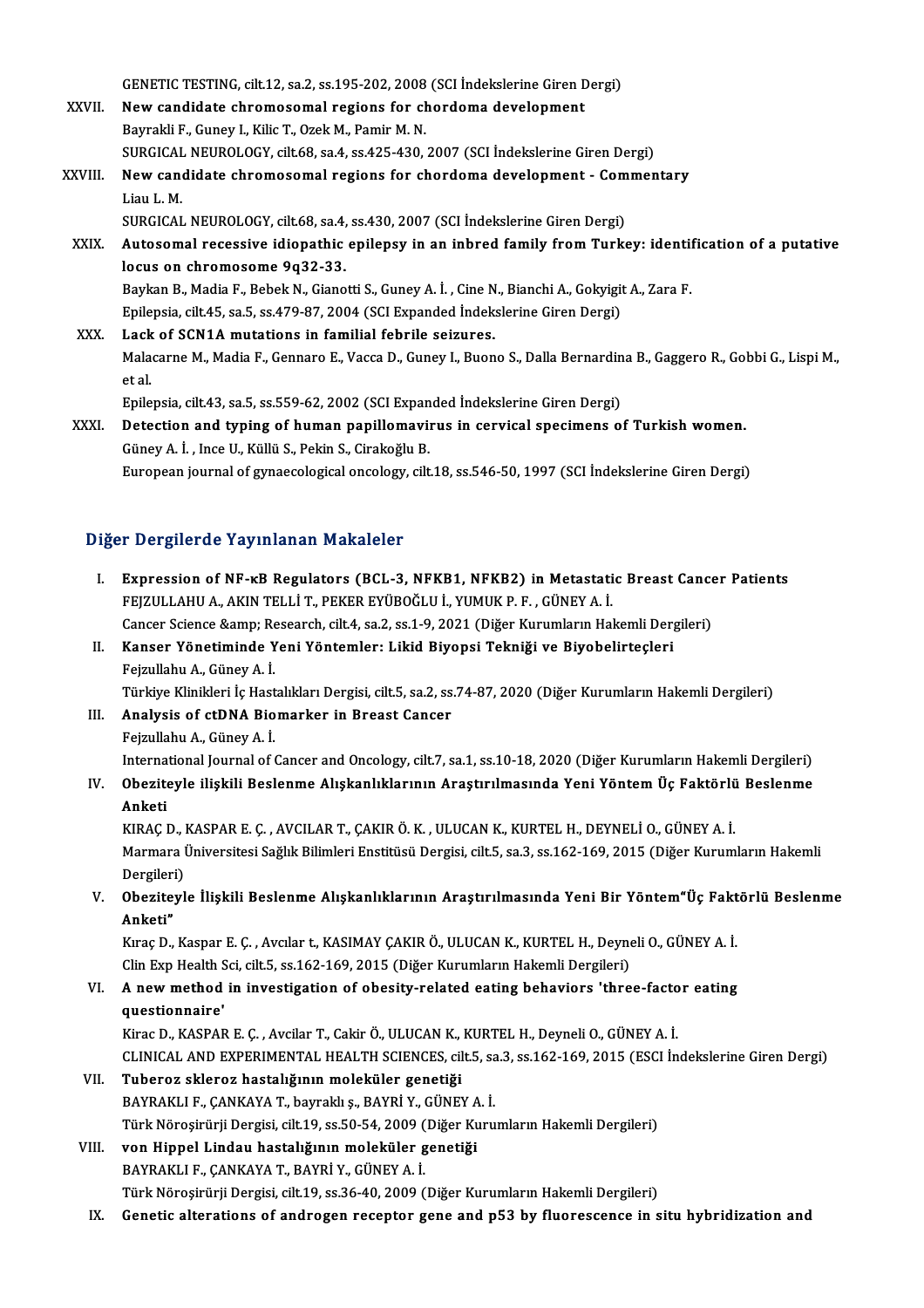GENETIC TESTING, cilt.12, sa.2, ss.195-202, 2008 (SCI İndekslerine Giren Dergi)

XXVII. **New candidate chromosomal regions for chordoma development**
Bayrakli F., Guney I., Kilic T., Ozek M., Pamir M. N.
SURGICAL NEUROLOGY, cilt.68, sa.4, ss.425-430, 2007 (SCI İndekslerine Giren Dergi)

XXVIII. **New candidate chromosomal regions for chordoma development - Commentary**
Liau L. M.
SURGICAL NEUROLOGY, cilt.68, sa.4, ss.430, 2007 (SCI İndekslerine Giren Dergi)

XXIX. **Autosomal recessive idiopathic epilepsy in an inbred family from Turkey: identification of a putative locus on chromosome 9q32-33.**
Baykan B., Madia F., Bebek N., Gianotti S., Guney A. İ. , Cine N., Bianchi A., Gokyigit A., Zara F.
Epilepsia, cilt.45, sa.5, ss.479-87, 2004 (SCI Expanded İndekslerine Giren Dergi)

XXX. **Lack of SCN1A mutations in familial febrile seizures.**
Malacarne M., Madia F., Gennaro E., Vacca D., Guney I., Buono S., Dalla Bernardina B., Gaggero R., Gobbi G., Lispi M., et al.
Epilepsia, cilt.43, sa.5, ss.559-62, 2002 (SCI Expanded İndekslerine Giren Dergi)

XXXI. **Detection and typing of human papillomavirus in cervical specimens of Turkish women.**
Güney A. İ. , Ince U., Küllü S., Pekin S., Cirakoğlu B.
European journal of gynaecological oncology, cilt.18, ss.546-50, 1997 (SCI İndekslerine Giren Dergi)

## Diğer Dergilerde Yayınlanan Makaleler

I. **Expression of NF-κB Regulators (BCL-3, NFKB1, NFKB2) in Metastatic Breast Cancer Patients**
FEJZULLAHU A., AKIN TELLİ T., PEKER EYÜBOĞLU İ., YUMUK P. F. , GÜNEY A. İ.
Cancer Science &amp; Research, cilt.4, sa.2, ss.1-9, 2021 (Diğer Kurumların Hakemli Dergileri)

II. **Kanser Yönetiminde Yeni Yöntemler: Likid Biyopsi Tekniği ve Biyobelirteçleri**
Fejzullahu A., Güney A. İ.
Türkiye Klinikleri İç Hastalıkları Dergisi, cilt.5, sa.2, ss.74-87, 2020 (Diğer Kurumların Hakemli Dergileri)

III. **Analysis of ctDNA Biomarker in Breast Cancer**
Fejzullahu A., Güney A. İ.
International Journal of Cancer and Oncology, cilt.7, sa.1, ss.10-18, 2020 (Diğer Kurumların Hakemli Dergileri)

IV. **Obeziteyle ilişkili Beslenme Alışkanlıklarının Araştırılmasında Yeni Yöntem Üç Faktörlü Beslenme Anketi**
KIRAÇ D., KASPAR E. Ç. , AVCILAR T., ÇAKIR Ö. K. , ULUCAN K., KURTEL H., DEYNELİ O., GÜNEY A. İ.
Marmara Üniversitesi Sağlık Bilimleri Enstitüsü Dergisi, cilt.5, sa.3, ss.162-169, 2015 (Diğer Kurumların Hakemli Dergileri)

V. **Obeziteyle İlişkili Beslenme Alışkanlıklarının Araştırılmasında Yeni Bir Yöntem"Üç Faktörlü Beslenme Anketi"**
Kıraç D., Kaspar E. Ç. , Avcılar t., KASIMAY ÇAKIR Ö., ULUCAN K., KURTEL H., Deyneli O., GÜNEY A. İ.
Clin Exp Health Sci, cilt.5, ss.162-169, 2015 (Diğer Kurumların Hakemli Dergileri)

VI. **A new method in investigation of obesity-related eating behaviors 'three-factor eating questionnaire'**
Kirac D., KASPAR E. Ç. , Avcilar T., Cakir Ö., ULUCAN K., KURTEL H., Deyneli O., GÜNEY A. İ.
CLINICAL AND EXPERIMENTAL HEALTH SCIENCES, cilt.5, sa.3, ss.162-169, 2015 (ESCI İndekslerine Giren Dergi)

VII. **Tuberoz skleroz hastalığının moleküler genetiği**
BAYRAKLI F., ÇANKAYA T., bayraklı ş., BAYRİ Y., GÜNEY A. İ.
Türk Nöroşirürji Dergisi, cilt.19, ss.50-54, 2009 (Diğer Kurumların Hakemli Dergileri)

VIII. **von Hippel Lindau hastalığının moleküler genetiği**
BAYRAKLI F., ÇANKAYA T., BAYRİ Y., GÜNEY A. İ.
Türk Nöroşirürji Dergisi, cilt.19, ss.36-40, 2009 (Diğer Kurumların Hakemli Dergileri)

IX. **Genetic alterations of androgen receptor gene and p53 by fluorescence in situ hybridization and**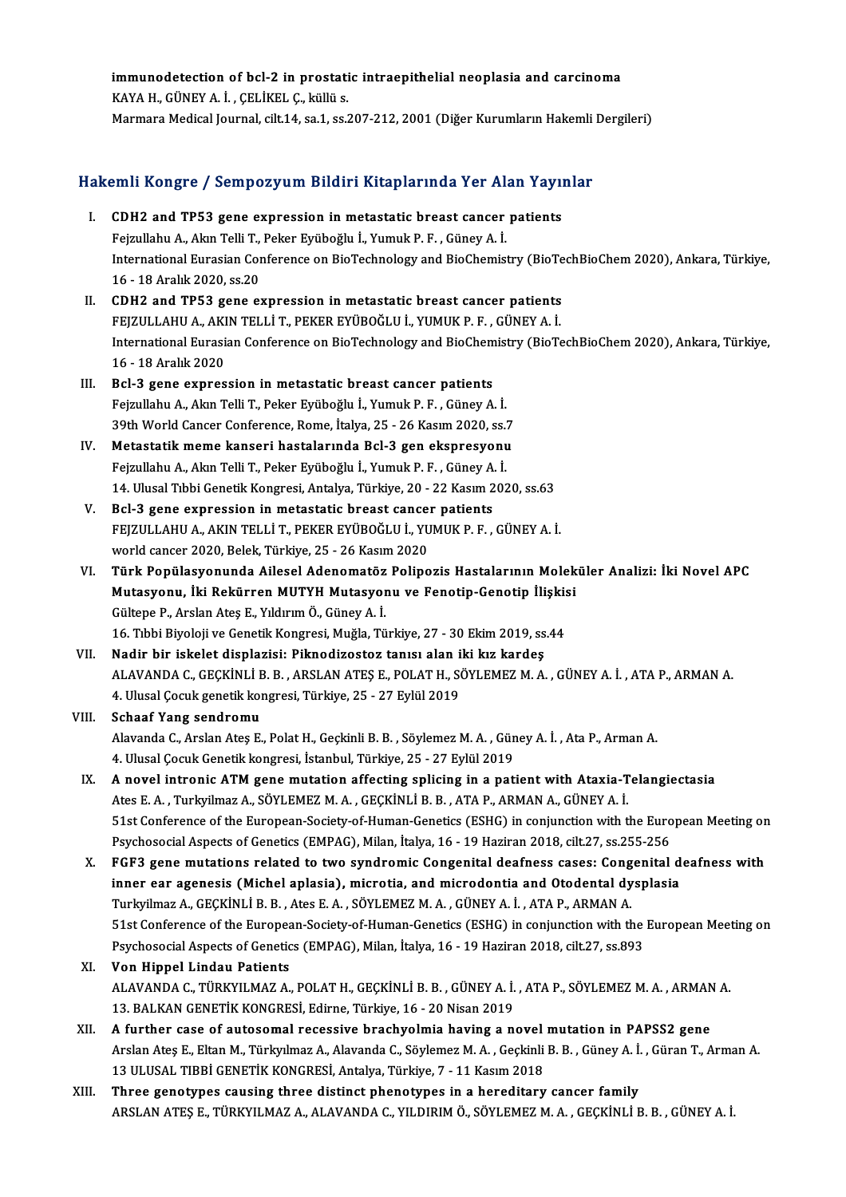**immunodetection of bcl-2 in prostatic intraepithelial neoplasia and carcinoma**
KAYA H., GÜNEY A. İ. , ÇELİKEL Ç., küllü s.
Marmara Medical Journal, cilt.14, sa.1, ss.207-212, 2001 (Diğer Kurumların Hakemli Dergileri)

## Hakemli Kongre / Sempozyum Bildiri Kitaplarında Yer Alan Yayınlar

I. **CDH2 and TP53 gene expression in metastatic breast cancer patients**
Fejzullahu A., Akın Telli T., Peker Eyüboğlu İ., Yumuk P. F. , Güney A. İ.
International Eurasian Conference on BioTechnology and BioChemistry (BioTechBioChem 2020), Ankara, Türkiye, 16 - 18 Aralık 2020, ss.20

II. **CDH2 and TP53 gene expression in metastatic breast cancer patients**
FEJZULLAHU A., AKIN TELLİ T., PEKER EYÜBOĞLU İ., YUMUK P. F. , GÜNEY A. İ.
International Eurasian Conference on BioTechnology and BioChemistry (BioTechBioChem 2020), Ankara, Türkiye, 16 - 18 Aralık 2020

III. **Bcl-3 gene expression in metastatic breast cancer patients**
Fejzullahu A., Akın Telli T., Peker Eyüboğlu İ., Yumuk P. F. , Güney A. İ.
39th World Cancer Conference, Rome, İtalya, 25 - 26 Kasım 2020, ss.7

IV. **Metastatik meme kanseri hastalarında Bcl-3 gen ekspresyonu**
Fejzullahu A., Akın Telli T., Peker Eyüboğlu İ., Yumuk P. F. , Güney A. İ.
14. Ulusal Tıbbi Genetik Kongresi, Antalya, Türkiye, 20 - 22 Kasım 2020, ss.63

V. **Bcl-3 gene expression in metastatic breast cancer patients**
FEJZULLAHU A., AKIN TELLİ T., PEKER EYÜBOĞLU İ., YUMUK P. F. , GÜNEY A. İ.
world cancer 2020, Belek, Türkiye, 25 - 26 Kasım 2020

VI. **Türk Popülasyonunda Ailesel Adenomatöz Polipozis Hastalarının Moleküler Analizi: İki Novel APC Mutasyonu, İki Rekürren MUTYH Mutasyonu ve Fenotip-Genotip İlişkisi**
Gültepe P., Arslan Ateş E., Yıldırım Ö., Güney A. İ.
16. Tıbbi Biyoloji ve Genetik Kongresi, Muğla, Türkiye, 27 - 30 Ekim 2019, ss.44

VII. **Nadir bir iskelet displazisi: Piknodizostoz tanısı alan iki kız kardeş**
ALAVANDA C., GEÇKİNLİ B. B. , ARSLAN ATEŞ E., POLAT H., SÖYLEMEZ M. A. , GÜNEY A. İ. , ATA P., ARMAN A.
4. Ulusal Çocuk genetik kongresi, Türkiye, 25 - 27 Eylül 2019

VIII. **Schaaf Yang sendromu**
Alavanda C., Arslan Ateş E., Polat H., Geçkinli B. B. , Söylemez M. A. , Güney A. İ. , Ata P., Arman A.
4. Ulusal Çocuk Genetik kongresi, İstanbul, Türkiye, 25 - 27 Eylül 2019

IX. **A novel intronic ATM gene mutation affecting splicing in a patient with Ataxia-Telangiectasia**
Ates E. A. , Turkyilmaz A., SÖYLEMEZ M. A. , GEÇKİNLİ B. B. , ATA P., ARMAN A., GÜNEY A. İ.
51st Conference of the European-Society-of-Human-Genetics (ESHG) in conjunction with the European Meeting on Psychosocial Aspects of Genetics (EMPAG), Milan, İtalya, 16 - 19 Haziran 2018, cilt.27, ss.255-256

X. **FGF3 gene mutations related to two syndromic Congenital deafness cases: Congenital deafness with inner ear agenesis (Michel aplasia), microtia, and microdontia and Otodental dysplasia**
Turkyilmaz A., GEÇKİNLİ B. B. , Ates E. A. , SÖYLEMEZ M. A. , GÜNEY A. İ. , ATA P., ARMAN A.
51st Conference of the European-Society-of-Human-Genetics (ESHG) in conjunction with the European Meeting on Psychosocial Aspects of Genetics (EMPAG), Milan, İtalya, 16 - 19 Haziran 2018, cilt.27, ss.893

XI. **Von Hippel Lindau Patients**
ALAVANDA C., TÜRKYILMAZ A., POLAT H., GEÇKİNLİ B. B. , GÜNEY A. İ. , ATA P., SÖYLEMEZ M. A. , ARMAN A.
13. BALKAN GENETİK KONGRESİ, Edirne, Türkiye, 16 - 20 Nisan 2019

XII. **A further case of autosomal recessive brachyolmia having a novel mutation in PAPSS2 gene**
Arslan Ateş E., Eltan M., Türkyılmaz A., Alavanda C., Söylemez M. A. , Geçkinli B. B. , Güney A. İ. , Güran T., Arman A.
13 ULUSAL TIBBİ GENETİK KONGRESİ, Antalya, Türkiye, 7 - 11 Kasım 2018

XIII. **Three genotypes causing three distinct phenotypes in a hereditary cancer family**
ARSLAN ATEŞ E., TÜRKYILMAZ A., ALAVANDA C., YILDIRIM Ö., SÖYLEMEZ M. A. , GEÇKİNLİ B. B. , GÜNEY A. İ.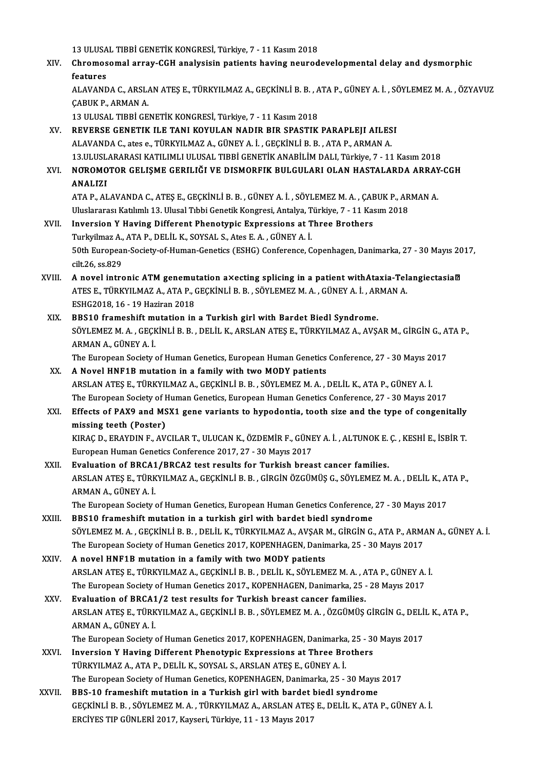13 ULUSAL TIBBİ GENETİK KONGRESİ, Türkiye, 7 - 11 Kasım 2018

XIV. **Chromosomal array-CGH analysisin patients having neurodevelopmental delay and dysmorphic features**
ALAVANDA C., ARSLAN ATEŞ E., TÜRKYILMAZ A., GEÇKİNLİ B. B. , ATA P., GÜNEY A. İ. , SÖYLEMEZ M. A. , ÖZYAVUZ ÇABUK P., ARMAN A.
13 ULUSAL TIBBİ GENETİK KONGRESİ, Türkiye, 7 - 11 Kasım 2018

XV. **REVERSE GENETIK ILE TANI KOYULAN NADIR BIR SPASTIK PARAPLEJI AILESI**
ALAVANDA C., ates e., TÜRKYILMAZ A., GÜNEY A. İ. , GEÇKİNLİ B. B. , ATA P., ARMAN A.
13.ULUSLARARASI KATILIMLI ULUSAL TIBBİ GENETİK ANABİLİM DALI, Türkiye, 7 - 11 Kasım 2018

XVI. **NÖROMOTOR GELIŞME GERILIĞI VE DISMORFIK BULGULARI OLAN HASTALARDA ARRAY-CGH ANALIZI**
ATA P., ALAVANDA C., ATEŞ E., GEÇKİNLİ B. B. , GÜNEY A. İ. , SÖYLEMEZ M. A. , ÇABUK P., ARMAN A.
Uluslararası Katılımlı 13. Ulusal Tıbbi Genetik Kongresi, Antalya, Türkiye, 7 - 11 Kasım 2018

XVII. **Inversion Y Having Different Phenotypic Expressions at Three Brothers**
Turkyilmaz A., ATA P., DELİL K., SOYSAL S., Ates E. A. , GÜNEY A. İ.
50th European-Society-of-Human-Genetics (ESHG) Conference, Copenhagen, Danimarka, 27 - 30 Mayıs 2017, cilt.26, ss.829

XVIII. **A novel intronic ATM genemutation a×ecting splicing in a patient withAtaxia-Telangiectasia**
ATES E., TÜRKYILMAZ A., ATA P., GEÇKİNLİ B. B. , SÖYLEMEZ M. A. , GÜNEY A. İ. , ARMAN A.
ESHG2018, 16 - 19 Haziran 2018

XIX. **BBS10 frameshift mutation in a Turkish girl with Bardet Biedl Syndrome.**
SÖYLEMEZ M. A. , GEÇKİNLİ B. B. , DELİL K., ARSLAN ATEŞ E., TÜRKYILMAZ A., AVŞAR M., GİRGİN G., ATA P., ARMAN A., GÜNEY A. İ.
The European Society of Human Genetics, European Human Genetics Conference, 27 - 30 Mayıs 2017

XX. **A Novel HNF1B mutation in a family with two MODY patients**
ARSLAN ATEŞ E., TÜRKYILMAZ A., GEÇKİNLİ B. B. , SÖYLEMEZ M. A. , DELİL K., ATA P., GÜNEY A. İ.
The European Society of Human Genetics, European Human Genetics Conference, 27 - 30 Mayıs 2017

XXI. **Effects of PAX9 and MSX1 gene variants to hypodontia, tooth size and the type of congenitally missing teeth (Poster)**
KIRAÇ D., ERAYDIN F., AVCILAR T., ULUCAN K., ÖZDEMİR F., GÜNEY A. İ. , ALTUNOK E. Ç. , KESHİ E., İSBİR T.
European Human Genetics Conference 2017, 27 - 30 Mayıs 2017

XXII. **Evaluation of BRCA1/BRCA2 test results for Turkish breast cancer families.**
ARSLAN ATEŞ E., TÜRKYILMAZ A., GEÇKİNLİ B. B. , GİRGİN ÖZGÜMÜŞ G., SÖYLEMEZ M. A. , DELİL K., ATA P., ARMAN A., GÜNEY A. İ.
The European Society of Human Genetics, European Human Genetics Conference, 27 - 30 Mayıs 2017

XXIII. **BBS10 frameshift mutation in a turkish girl with bardet biedl syndrome**
SÖYLEMEZ M. A. , GEÇKİNLİ B. B. , DELİL K., TÜRKYILMAZ A., AVŞAR M., GİRGİN G., ATA P., ARMAN A., GÜNEY A. İ.
The European Society of Human Genetics 2017, KOPENHAGEN, Danimarka, 25 - 30 Mayıs 2017

XXIV. **A novel HNF1B mutation in a family with two MODY patients**
ARSLAN ATEŞ E., TÜRKYILMAZ A., GEÇKİNLİ B. B. , DELİL K., SÖYLEMEZ M. A. , ATA P., GÜNEY A. İ.
The European Society of Human Genetics 2017., KOPENHAGEN, Danimarka, 25 - 28 Mayıs 2017

XXV. **Evaluation of BRCA1/2 test results for Turkish breast cancer families.**
ARSLAN ATEŞ E., TÜRKYILMAZ A., GEÇKİNLİ B. B. , SÖYLEMEZ M. A. , ÖZGÜMÜŞ GİRGİN G., DELİL K., ATA P., ARMAN A., GÜNEY A. İ.
The European Society of Human Genetics 2017, KOPENHAGEN, Danimarka, 25 - 30 Mayıs 2017

XXVI. **Inversion Y Having Different Phenotypic Expressions at Three Brothers**
TÜRKYILMAZ A., ATA P., DELİL K., SOYSAL S., ARSLAN ATEŞ E., GÜNEY A. İ.
The European Society of Human Genetics, KOPENHAGEN, Danimarka, 25 - 30 Mayıs 2017

XXVII. **BBS-10 frameshift mutation in a Turkish girl with bardet biedl syndrome**
GEÇKİNLİ B. B. , SÖYLEMEZ M. A. , TÜRKYILMAZ A., ARSLAN ATEŞ E., DELİL K., ATA P., GÜNEY A. İ.
ERCİYES TIP GÜNLERİ 2017, Kayseri, Türkiye, 11 - 13 Mayıs 2017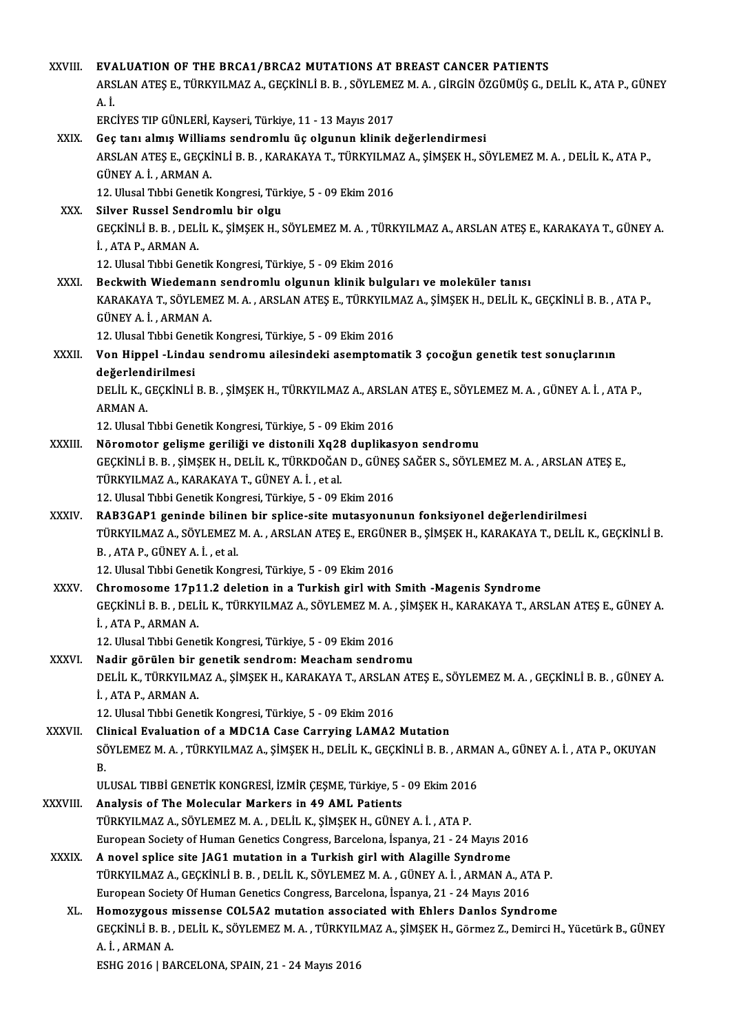XXVIII. **EVALUATION OF THE BRCA1/BRCA2 MUTATIONS AT BREAST CANCER PATIENTS**
ARSLAN ATEŞ E., TÜRKYILMAZ A., GEÇKİNLİ B. B. , SÖYLEMEZ M. A. , GİRGİN ÖZGÜMÜŞ G., DELİL K., ATA P., GÜNEY A. İ.
ERCİYES TIP GÜNLERİ, Kayseri, Türkiye, 11 - 13 Mayıs 2017

XXIX. **Geç tanı almış Williams sendromlu üç olgunun klinik değerlendirmesi**
ARSLAN ATEŞ E., GEÇKİNLİ B. B. , KARAKAYA T., TÜRKYILMAZ A., ŞİMŞEK H., SÖYLEMEZ M. A. , DELİL K., ATA P., GÜNEY A. İ. , ARMAN A.
12. Ulusal Tıbbi Genetik Kongresi, Türkiye, 5 - 09 Ekim 2016

XXX. **Silver Russel Sendromlu bir olgu**
GEÇKİNLİ B. B. , DELİL K., ŞİMŞEK H., SÖYLEMEZ M. A. , TÜRKYILMAZ A., ARSLAN ATEŞ E., KARAKAYA T., GÜNEY A. İ. , ATA P., ARMAN A.
12. Ulusal Tıbbi Genetik Kongresi, Türkiye, 5 - 09 Ekim 2016

XXXI. **Beckwith Wiedemann sendromlu olgunun klinik bulguları ve moleküler tanısı**
KARAKAYA T., SÖYLEMEZ M. A. , ARSLAN ATEŞ E., TÜRKYILMAZ A., ŞİMŞEK H., DELİL K., GEÇKİNLİ B. B. , ATA P., GÜNEY A. İ. , ARMAN A.
12. Ulusal Tıbbi Genetik Kongresi, Türkiye, 5 - 09 Ekim 2016

XXXII. **Von Hippel -Lindau sendromu ailesindeki asemptomatik 3 çocoğun genetik test sonuçlarının değerlendirilmesi**
DELİL K., GEÇKİNLİ B. B. , ŞİMŞEK H., TÜRKYILMAZ A., ARSLAN ATEŞ E., SÖYLEMEZ M. A. , GÜNEY A. İ. , ATA P., ARMAN A.
12. Ulusal Tıbbi Genetik Kongresi, Türkiye, 5 - 09 Ekim 2016

XXXIII. **Nöromotor gelişme geriliği ve distonili Xq28 duplikasyon sendromu**
GEÇKİNLİ B. B. , ŞİMŞEK H., DELİL K., TÜRKDOĞAN D., GÜNEŞ SAĞER S., SÖYLEMEZ M. A. , ARSLAN ATEŞ E., TÜRKYILMAZ A., KARAKAYA T., GÜNEY A. İ. , et al.
12. Ulusal Tıbbi Genetik Kongresi, Türkiye, 5 - 09 Ekim 2016

XXXIV. **RAB3GAP1 geninde bilinen bir splice-site mutasyonunun fonksiyonel değerlendirilmesi**
TÜRKYILMAZ A., SÖYLEMEZ M. A. , ARSLAN ATEŞ E., ERGÜNER B., ŞİMŞEK H., KARAKAYA T., DELİL K., GEÇKİNLİ B. B. , ATA P., GÜNEY A. İ. , et al.
12. Ulusal Tıbbi Genetik Kongresi, Türkiye, 5 - 09 Ekim 2016

XXXV. **Chromosome 17p11.2 deletion in a Turkish girl with Smith -Magenis Syndrome**
GEÇKİNLİ B. B. , DELİL K., TÜRKYILMAZ A., SÖYLEMEZ M. A. , ŞİMŞEK H., KARAKAYA T., ARSLAN ATEŞ E., GÜNEY A. İ. , ATA P., ARMAN A.
12. Ulusal Tıbbi Genetik Kongresi, Türkiye, 5 - 09 Ekim 2016

XXXVI. **Nadir görülen bir genetik sendrom: Meacham sendromu**
DELİL K., TÜRKYILMAZ A., ŞİMŞEK H., KARAKAYA T., ARSLAN ATEŞ E., SÖYLEMEZ M. A. , GEÇKİNLİ B. B. , GÜNEY A. İ. , ATA P., ARMAN A.
12. Ulusal Tıbbi Genetik Kongresi, Türkiye, 5 - 09 Ekim 2016

XXXVII. **Clinical Evaluation of a MDC1A Case Carrying LAMA2 Mutation**
SÖYLEMEZ M. A. , TÜRKYILMAZ A., ŞİMŞEK H., DELİL K., GEÇKİNLİ B. B. , ARMAN A., GÜNEY A. İ. , ATA P., OKUYAN B.
ULUSAL TIBBİ GENETİK KONGRESİ, İZMİR ÇEŞME, Türkiye, 5 - 09 Ekim 2016

XXXVIII. **Analysis of The Molecular Markers in 49 AML Patients**
TÜRKYILMAZ A., SÖYLEMEZ M. A. , DELİL K., ŞİMŞEK H., GÜNEY A. İ. , ATA P.
European Society of Human Genetics Congress, Barcelona, İspanya, 21 - 24 Mayıs 2016

XXXIX. **A novel splice site JAG1 mutation in a Turkish girl with Alagille Syndrome**
TÜRKYILMAZ A., GEÇKİNLİ B. B. , DELİL K., SÖYLEMEZ M. A. , GÜNEY A. İ. , ARMAN A., ATA P.
European Society Of Human Genetics Congress, Barcelona, İspanya, 21 - 24 Mayıs 2016

XL. **Homozygous missense COL5A2 mutation associated with Ehlers Danlos Syndrome**
GEÇKİNLİ B. B. , DELİL K., SÖYLEMEZ M. A. , TÜRKYILMAZ A., ŞİMŞEK H., Görmez Z., Demirci H., Yücetürk B., GÜNEY A. İ. , ARMAN A.
ESHG 2016 | BARCELONA, SPAIN, 21 - 24 Mayıs 2016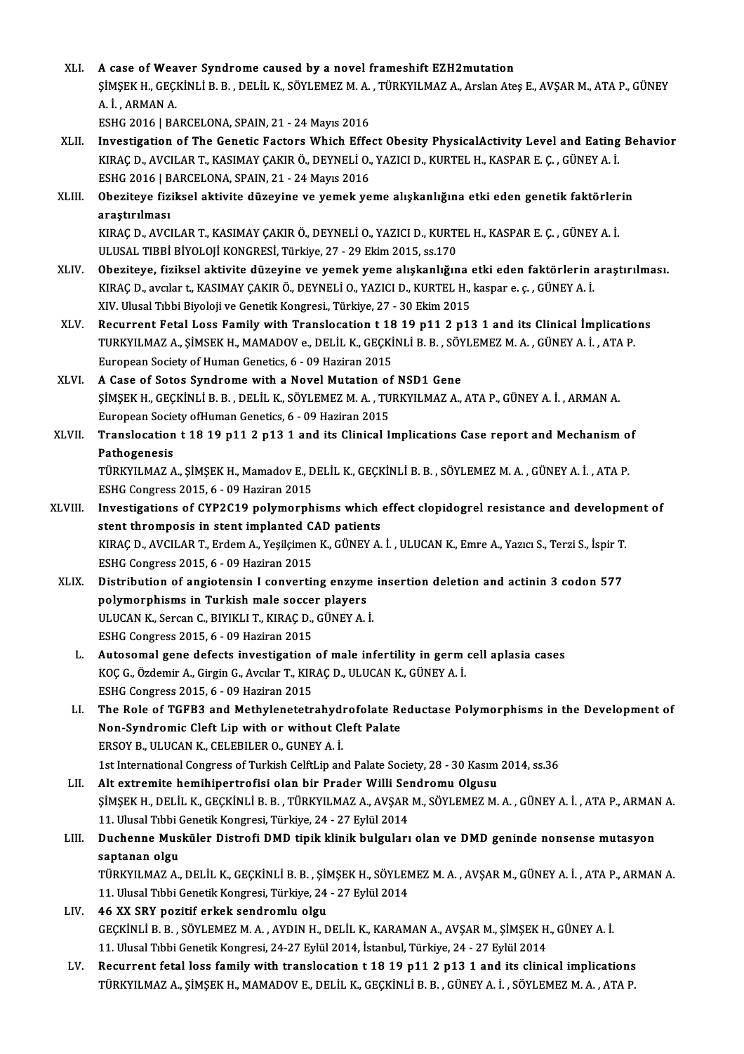XLI. **A case of Weaver Syndrome caused by a novel frameshift EZH2mutation**
ŞİMŞEK H., GEÇKİNLİ B. B. , DELİL K., SÖYLEMEZ M. A. , TÜRKYILMAZ A., Arslan Ateş E., AVŞAR M., ATA P., GÜNEY A. İ. , ARMAN A.
ESHG 2016 | BARCELONA, SPAIN, 21 - 24 Mayıs 2016

XLII. **Investigation of The Genetic Factors Which Effect Obesity PhysicalActivity Level and Eating Behavior**
KIRAÇ D., AVCILAR T., KASIMAY ÇAKIR Ö., DEYNELİ O., YAZICI D., KURTEL H., KASPAR E. Ç. , GÜNEY A. İ.
ESHG 2016 | BARCELONA, SPAIN, 21 - 24 Mayıs 2016

XLIII. **Obeziteye fiziksel aktivite düzeyine ve yemek yeme alışkanlığına etki eden genetik faktörlerin araştırılması**
KIRAÇ D., AVCILAR T., KASIMAY ÇAKIR Ö., DEYNELİ O., YAZICI D., KURTEL H., KASPAR E. Ç. , GÜNEY A. İ.
ULUSAL TIBBİ BİYOLOJİ KONGRESİ, Türkiye, 27 - 29 Ekim 2015, ss.170

XLIV. **Obeziteye, fiziksel aktivite düzeyine ve yemek yeme alışkanlığına etki eden faktörlerin araştırılması.**
KIRAÇ D., avcılar t., KASIMAY ÇAKIR Ö., DEYNELİ O., YAZICI D., KURTEL H., kaspar e. ç. , GÜNEY A. İ.
XIV. Ulusal Tıbbi Biyoloji ve Genetik Kongresi., Türkiye, 27 - 30 Ekim 2015

XLV. **Recurrent Fetal Loss Family with Translocation t 18 19 p11 2 p13 1 and its Clinical İmplications**
TURKYILMAZ A., ŞİMSEK H., MAMADOV e., DELİL K., GEÇKİNLİ B. B. , SÖYLEMEZ M. A. , GÜNEY A. İ. , ATA P.
European Society of Human Genetics, 6 - 09 Haziran 2015

XLVI. **A Case of Sotos Syndrome with a Novel Mutation of NSD1 Gene**
ŞİMŞEK H., GEÇKİNLİ B. B. , DELİL K., SÖYLEMEZ M. A. , TURKYILMAZ A., ATA P., GÜNEY A. İ. , ARMAN A.
European Society ofHuman Genetics, 6 - 09 Haziran 2015

XLVII. **Translocation t 18 19 p11 2 p13 1 and its Clinical Implications Case report and Mechanism of Pathogenesis**
TÜRKYILMAZ A., ŞİMŞEK H., Mamadov E., DELİL K., GEÇKİNLİ B. B. , SÖYLEMEZ M. A. , GÜNEY A. İ. , ATA P.
ESHG Congress 2015, 6 - 09 Haziran 2015

XLVIII. **Investigations of CYP2C19 polymorphisms which effect clopidogrel resistance and development of stent thromposis in stent implanted CAD patients**
KIRAÇ D., AVCILAR T., Erdem A., Yeşilçimen K., GÜNEY A. İ. , ULUCAN K., Emre A., Yazıcı S., Terzi S., İspir T.
ESHG Congress 2015, 6 - 09 Haziran 2015

XLIX. **Distribution of angiotensin I converting enzyme insertion deletion and actinin 3 codon 577 polymorphisms in Turkish male soccer players**
ULUCAN K., Sercan C., BIYIKLI T., KIRAÇ D., GÜNEY A. İ.
ESHG Congress 2015, 6 - 09 Haziran 2015

L. **Autosomal gene defects investigation of male infertility in germ cell aplasia cases**
KOÇ G., Özdemir A., Girgin G., Avcılar T., KIRAÇ D., ULUCAN K., GÜNEY A. İ.
ESHG Congress 2015, 6 - 09 Haziran 2015

LI. **The Role of TGFB3 and Methylenetetrahydrofolate Reductase Polymorphisms in the Development of Non-Syndromic Cleft Lip with or without Cleft Palate**
ERSOY B., ULUCAN K., CELEBILER O., GUNEY A. İ.
1st International Congress of Turkish CelftLip and Palate Society, 28 - 30 Kasım 2014, ss.36

LII. **Alt extremite hemihipertrofisi olan bir Prader Willi Sendromu Olgusu**
ŞİMŞEK H., DELİL K., GEÇKİNLİ B. B. , TÜRKYILMAZ A., AVŞAR M., SÖYLEMEZ M. A. , GÜNEY A. İ. , ATA P., ARMAN A.
11. Ulusal Tıbbi Genetik Kongresi, Türkiye, 24 - 27 Eylül 2014

LIII. **Duchenne Musküler Distrofi DMD tipik klinik bulguları olan ve DMD geninde nonsense mutasyon saptanan olgu**
TÜRKYILMAZ A., DELİL K., GEÇKİNLİ B. B. , ŞİMŞEK H., SÖYLEMEZ M. A. , AVŞAR M., GÜNEY A. İ. , ATA P., ARMAN A.
11. Ulusal Tıbbi Genetik Kongresi, Türkiye, 24 - 27 Eylül 2014

LIV. **46 XX SRY pozitif erkek sendromlu olgu**
GEÇKİNLİ B. B. , SÖYLEMEZ M. A. , AYDIN H., DELİL K., KARAMAN A., AVŞAR M., ŞİMŞEK H., GÜNEY A. İ.
11. Ulusal Tıbbi Genetik Kongresi, 24-27 Eylül 2014, İstanbul, Türkiye, 24 - 27 Eylül 2014

LV. **Recurrent fetal loss family with translocation t 18 19 p11 2 p13 1 and its clinical implications**
TÜRKYILMAZ A., ŞİMŞEK H., MAMADOV E., DELİL K., GEÇKİNLİ B. B. , GÜNEY A. İ. , SÖYLEMEZ M. A. , ATA P.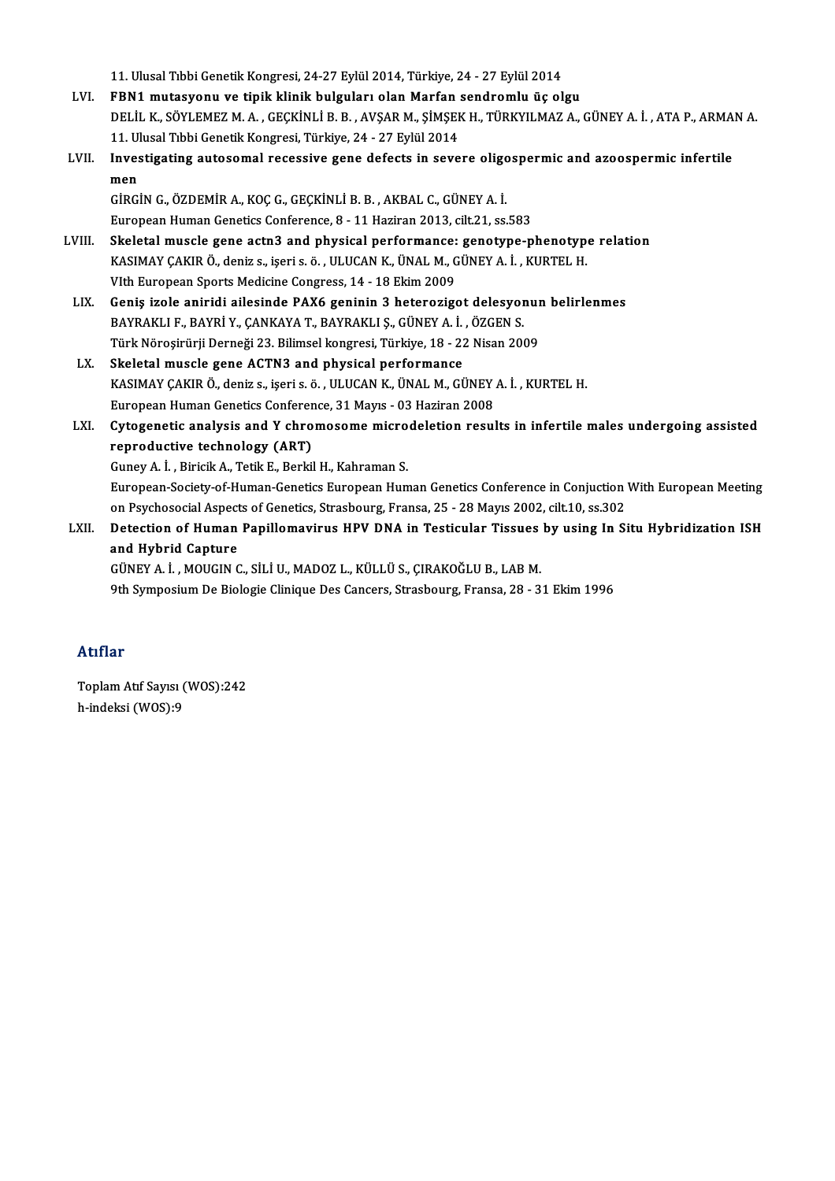11. Ulusal Tıbbi Genetik Kongresi, 24-27 Eylül 2014, Türkiye, 24 - 27 Eylül 2014

LVI. **FBN1 mutasyonu ve tipik klinik bulguları olan Marfan sendromlu üç olgu**
DELİL K., SÖYLEMEZ M. A. , GEÇKİNLİ B. B. , AVŞAR M., ŞİMŞEK H., TÜRKYILMAZ A., GÜNEY A. İ. , ATA P., ARMAN A.
11. Ulusal Tıbbi Genetik Kongresi, Türkiye, 24 - 27 Eylül 2014

LVII. **Investigating autosomal recessive gene defects in severe oligospermic and azoospermic infertile men**
GİRGİN G., ÖZDEMİR A., KOÇ G., GEÇKİNLİ B. B. , AKBAL C., GÜNEY A. İ.
European Human Genetics Conference, 8 - 11 Haziran 2013, cilt.21, ss.583

LVIII. **Skeletal muscle gene actn3 and physical performance: genotype-phenotype relation**
KASIMAY ÇAKIR Ö., deniz s., işeri s. ö. , ULUCAN K., ÜNAL M., GÜNEY A. İ. , KURTEL H.
VIth European Sports Medicine Congress, 14 - 18 Ekim 2009

LIX. **Geniş izole aniridi ailesinde PAX6 geninin 3 heterozigot delesyonun belirlenmes**
BAYRAKLI F., BAYRİ Y., ÇANKAYA T., BAYRAKLI Ş., GÜNEY A. İ. , ÖZGEN S.
Türk Nöroşirürji Derneği 23. Bilimsel kongresi, Türkiye, 18 - 22 Nisan 2009

LX. **Skeletal muscle gene ACTN3 and physical performance**
KASIMAY ÇAKIR Ö., deniz s., işeri s. ö. , ULUCAN K., ÜNAL M., GÜNEY A. İ. , KURTEL H.
European Human Genetics Conference, 31 Mayıs - 03 Haziran 2008

LXI. **Cytogenetic analysis and Y chromosome microdeletion results in infertile males undergoing assisted reproductive technology (ART)**
Guney A. İ. , Biricik A., Tetik E., Berkil H., Kahraman S.
European-Society-of-Human-Genetics European Human Genetics Conference in Conjuction With European Meeting on Psychosocial Aspects of Genetics, Strasbourg, Fransa, 25 - 28 Mayıs 2002, cilt.10, ss.302

LXII. **Detection of Human Papillomavirus HPV DNA in Testicular Tissues by using In Situ Hybridization ISH and Hybrid Capture**
GÜNEY A. İ. , MOUGIN C., SİLİ U., MADOZ L., KÜLLÜ S., ÇIRAKOĞLU B., LAB M.
9th Symposium De Biologie Clinique Des Cancers, Strasbourg, Fransa, 28 - 31 Ekim 1996

## Atıflar

Toplam Atıf Sayısı (WOS):242
h-indeksi (WOS):9